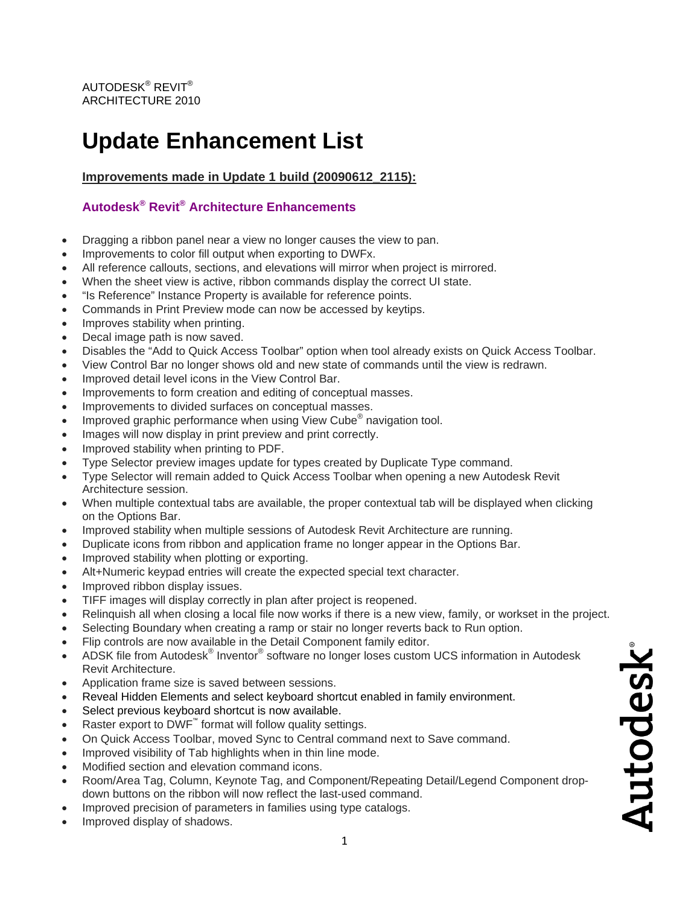AUTODESK® REVIT®
ARCHITECTURE 2010

# Update Enhancement List

**Improvements made in Update 1 build (20090612_2115):**

### Autodesk® Revit® Architecture Enhancements

- Dragging a ribbon panel near a view no longer causes the view to pan.
- Improvements to color fill output when exporting to DWFx.
- All reference callouts, sections, and elevations will mirror when project is mirrored.
- When the sheet view is active, ribbon commands display the correct UI state.
- "Is Reference" Instance Property is available for reference points.
- Commands in Print Preview mode can now be accessed by keytips.
- Improves stability when printing.
- Decal image path is now saved.
- Disables the "Add to Quick Access Toolbar" option when tool already exists on Quick Access Toolbar.
- View Control Bar no longer shows old and new state of commands until the view is redrawn.
- Improved detail level icons in the View Control Bar.
- Improvements to form creation and editing of conceptual masses.
- Improvements to divided surfaces on conceptual masses.
- Improved graphic performance when using View Cube® navigation tool.
- Images will now display in print preview and print correctly.
- Improved stability when printing to PDF.
- Type Selector preview images update for types created by Duplicate Type command.
- Type Selector will remain added to Quick Access Toolbar when opening a new Autodesk Revit Architecture session.
- When multiple contextual tabs are available, the proper contextual tab will be displayed when clicking on the Options Bar.
- Improved stability when multiple sessions of Autodesk Revit Architecture are running.
- Duplicate icons from ribbon and application frame no longer appear in the Options Bar.
- Improved stability when plotting or exporting.
- Alt+Numeric keypad entries will create the expected special text character.
- Improved ribbon display issues.
- TIFF images will display correctly in plan after project is reopened.
- Relinquish all when closing a local file now works if there is a new view, family, or workset in the project.
- Selecting Boundary when creating a ramp or stair no longer reverts back to Run option.
- Flip controls are now available in the Detail Component family editor.
- ADSK file from Autodesk® Inventor® software no longer loses custom UCS information in Autodesk Revit Architecture.
- Application frame size is saved between sessions.
- Reveal Hidden Elements and select keyboard shortcut enabled in family environment.
- Select previous keyboard shortcut is now available.
- Raster export to DWF™ format will follow quality settings.
- On Quick Access Toolbar, moved Sync to Central command next to Save command.
- Improved visibility of Tab highlights when in thin line mode.
- Modified section and elevation command icons.
- Room/Area Tag, Column, Keynote Tag, and Component/Repeating Detail/Legend Component drop-down buttons on the ribbon will now reflect the last-used command.
- Improved precision of parameters in families using type catalogs.
- Improved display of shadows.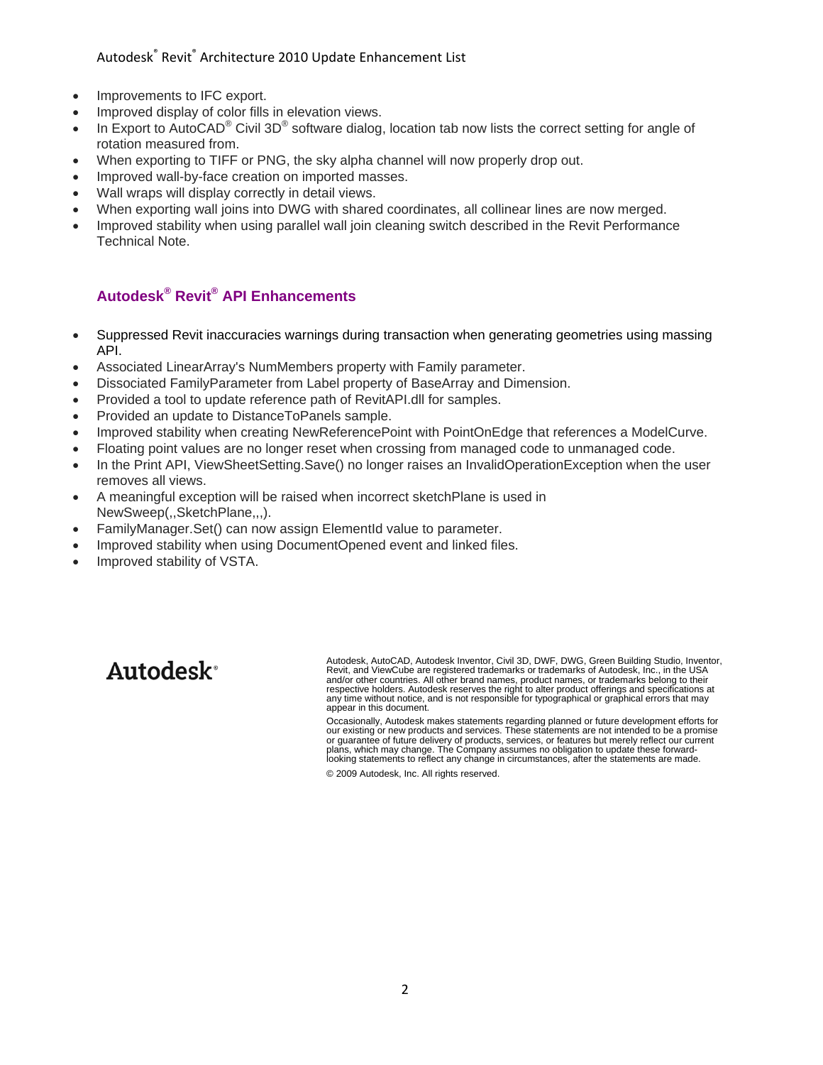- Improvements to IFC export.
- Improved display of color fills in elevation views.
- In Export to AutoCAD® Civil 3D® software dialog, location tab now lists the correct setting for angle of rotation measured from.
- When exporting to TIFF or PNG, the sky alpha channel will now properly drop out.
- Improved wall-by-face creation on imported masses.
- Wall wraps will display correctly in detail views.
- When exporting wall joins into DWG with shared coordinates, all collinear lines are now merged.
- Improved stability when using parallel wall join cleaning switch described in the Revit Performance Technical Note.

## Autodesk® Revit® API Enhancements

- Suppressed Revit inaccuracies warnings during transaction when generating geometries using massing API.
- Associated LinearArray's NumMembers property with Family parameter.
- Dissociated FamilyParameter from Label property of BaseArray and Dimension.
- Provided a tool to update reference path of RevitAPI.dll for samples.
- Provided an update to DistanceToPanels sample.
- Improved stability when creating NewReferencePoint with PointOnEdge that references a ModelCurve.
- Floating point values are no longer reset when crossing from managed code to unmanaged code.
- In the Print API, ViewSheetSetting.Save() no longer raises an InvalidOperationException when the user removes all views.
- A meaningful exception will be raised when incorrect sketchPlane is used in NewSweep(,,SketchPlane,,,).
- FamilyManager.Set() can now assign ElementId value to parameter.
- Improved stability when using DocumentOpened event and linked files.
- Improved stability of VSTA.

Autodesk®

Autodesk, AutoCAD, Autodesk Inventor, Civil 3D, DWF, DWG, Green Building Studio, Inventor, Revit, and ViewCube are registered trademarks or trademarks of Autodesk, Inc., in the USA and/or other countries. All other brand names, product names, or trademarks belong to their respective holders. Autodesk reserves the right to alter product offerings and specifications at any time without notice, and is not responsible for typographical or graphical errors that may appear in this document.

Occasionally, Autodesk makes statements regarding planned or future development efforts for our existing or new products and services. These statements are not intended to be a promise or guarantee of future delivery of products, services, or features but merely reflect our current plans, which may change. The Company assumes no obligation to update these forward-looking statements to reflect any change in circumstances, after the statements are made.

© 2009 Autodesk, Inc. All rights reserved.